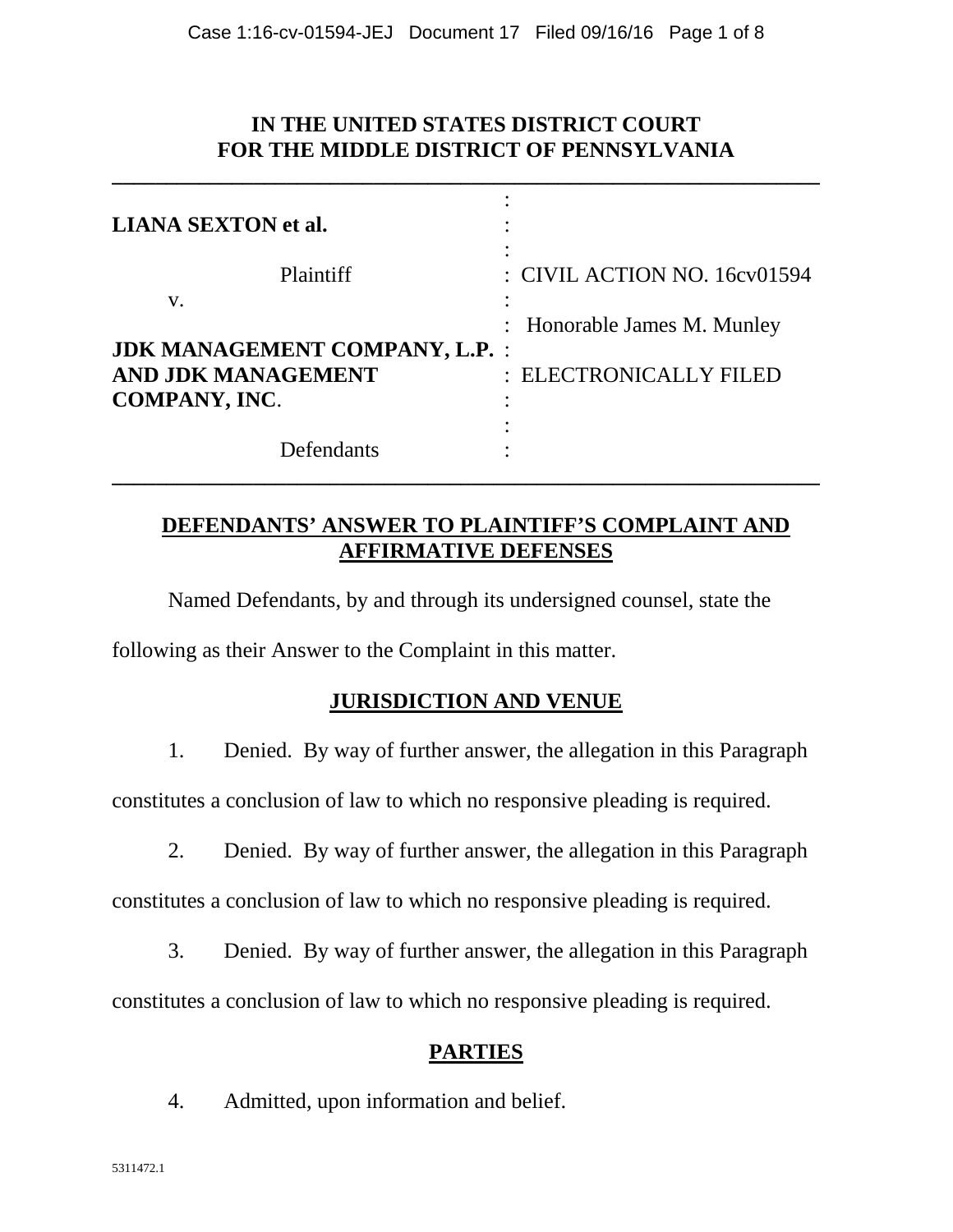**IN THE UNITED STATES DISTRICT COURT**
**FOR THE MIDDLE DISTRICT OF PENNSYLVANIA**

| | |
|---|---|
| **LIANA SEXTON et al.** | |
| Plaintiff | CIVIL ACTION NO. 16cv01594 |
| v. | Honorable James M. Munley |
| **JDK MANAGEMENT COMPANY, L.P. AND JDK MANAGEMENT COMPANY, INC.** | ELECTRONICALLY FILED |
| Defendants | |

## DEFENDANTS' ANSWER TO PLAINTIFF'S COMPLAINT AND AFFIRMATIVE DEFENSES

Named Defendants, by and through its undersigned counsel, state the following as their Answer to the Complaint in this matter.

### JURISDICTION AND VENUE

1. Denied. By way of further answer, the allegation in this Paragraph constitutes a conclusion of law to which no responsive pleading is required.

2. Denied. By way of further answer, the allegation in this Paragraph constitutes a conclusion of law to which no responsive pleading is required.

3. Denied. By way of further answer, the allegation in this Paragraph constitutes a conclusion of law to which no responsive pleading is required.

### PARTIES

4. Admitted, upon information and belief.

5311472.1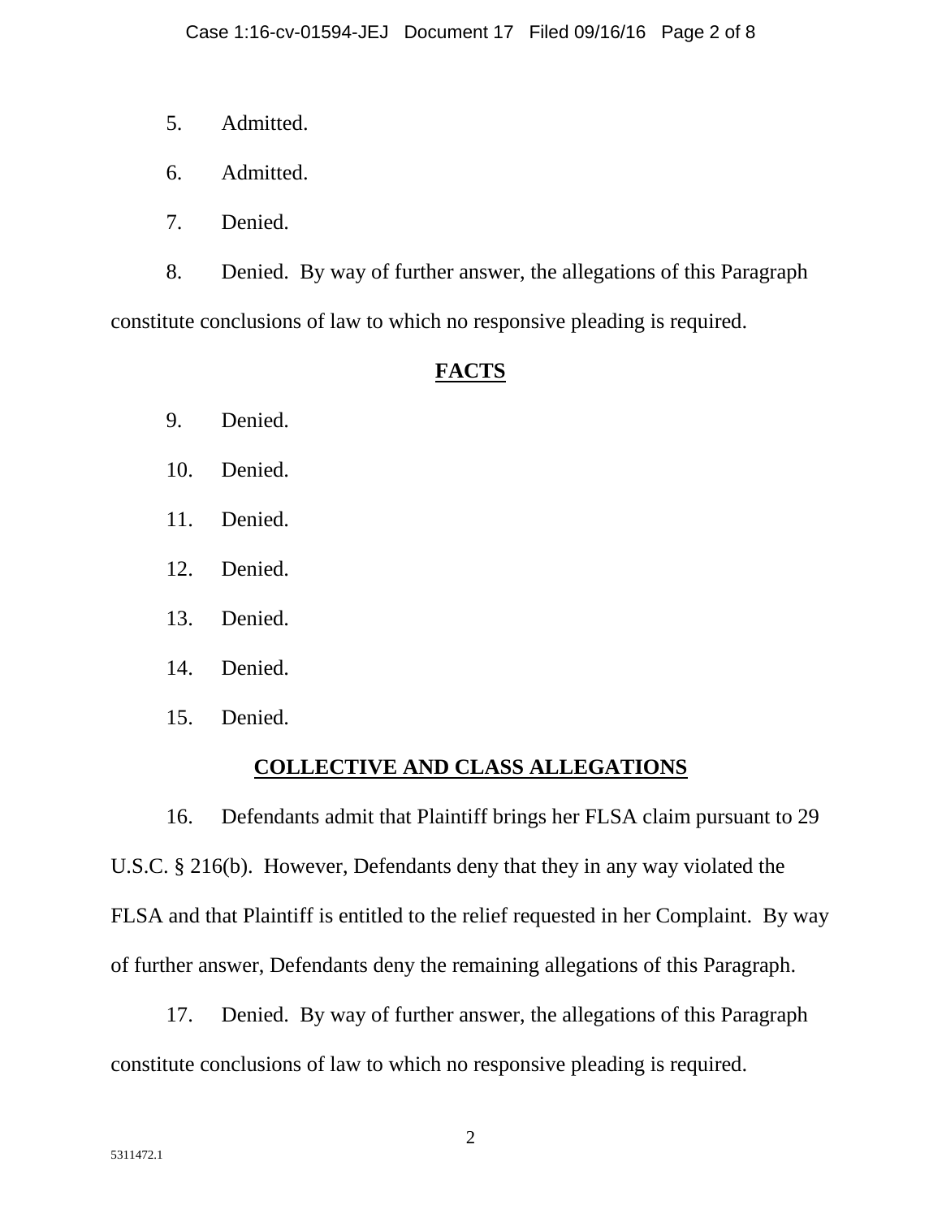5. Admitted.

6. Admitted.

7. Denied.

8. Denied. By way of further answer, the allegations of this Paragraph constitute conclusions of law to which no responsive pleading is required.

## FACTS

9. Denied.

10. Denied.

11. Denied.

12. Denied.

13. Denied.

14. Denied.

15. Denied.

## COLLECTIVE AND CLASS ALLEGATIONS

16. Defendants admit that Plaintiff brings her FLSA claim pursuant to 29 U.S.C. § 216(b). However, Defendants deny that they in any way violated the FLSA and that Plaintiff is entitled to the relief requested in her Complaint. By way of further answer, Defendants deny the remaining allegations of this Paragraph.

17. Denied. By way of further answer, the allegations of this Paragraph constitute conclusions of law to which no responsive pleading is required.

5311472.1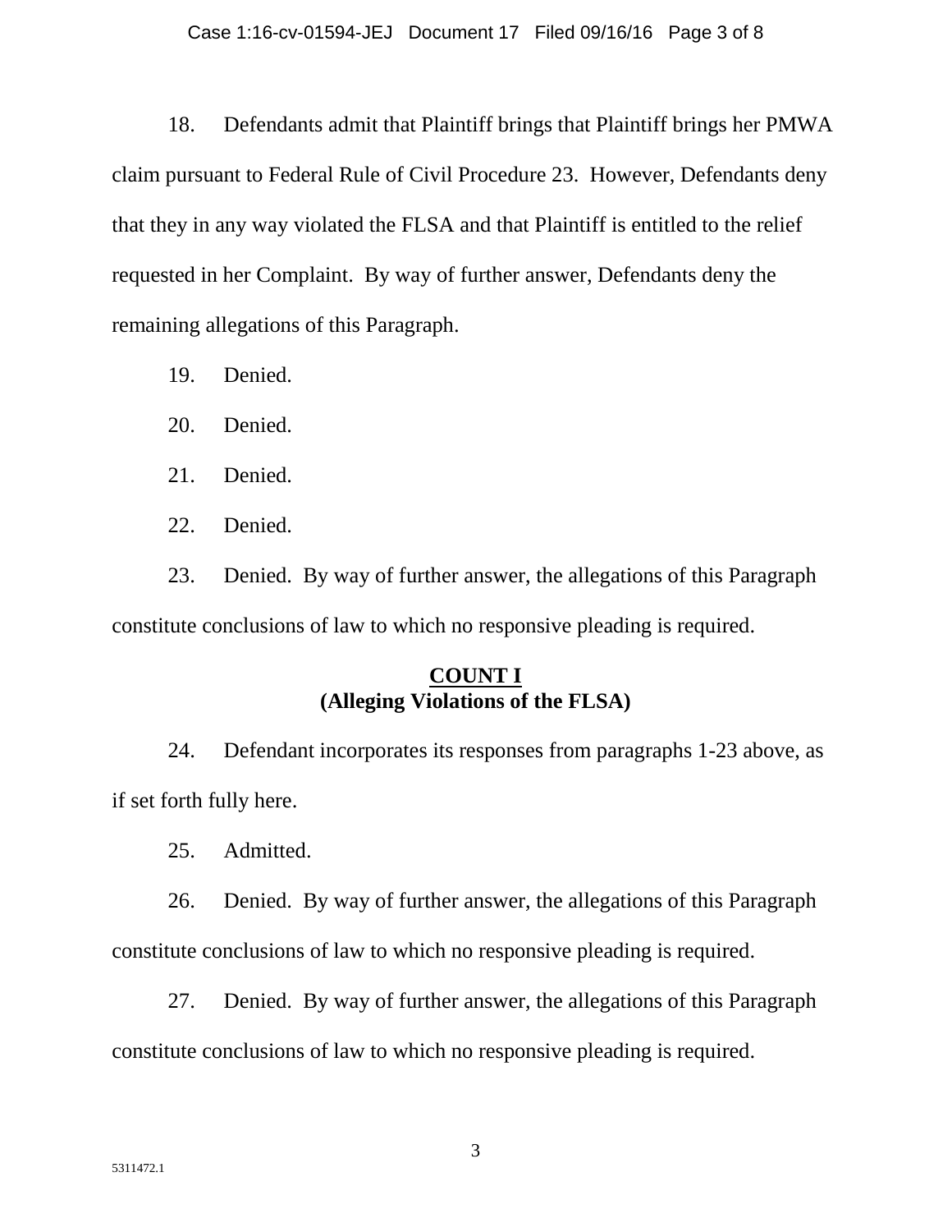18. Defendants admit that Plaintiff brings that Plaintiff brings her PMWA claim pursuant to Federal Rule of Civil Procedure 23. However, Defendants deny that they in any way violated the FLSA and that Plaintiff is entitled to the relief requested in her Complaint. By way of further answer, Defendants deny the remaining allegations of this Paragraph.

19. Denied.

20. Denied.

21. Denied.

22. Denied.

23. Denied. By way of further answer, the allegations of this Paragraph constitute conclusions of law to which no responsive pleading is required.

**COUNT I**
**(Alleging Violations of the FLSA)**

24. Defendant incorporates its responses from paragraphs 1-23 above, as if set forth fully here.

25. Admitted.

26. Denied. By way of further answer, the allegations of this Paragraph constitute conclusions of law to which no responsive pleading is required.

27. Denied. By way of further answer, the allegations of this Paragraph constitute conclusions of law to which no responsive pleading is required.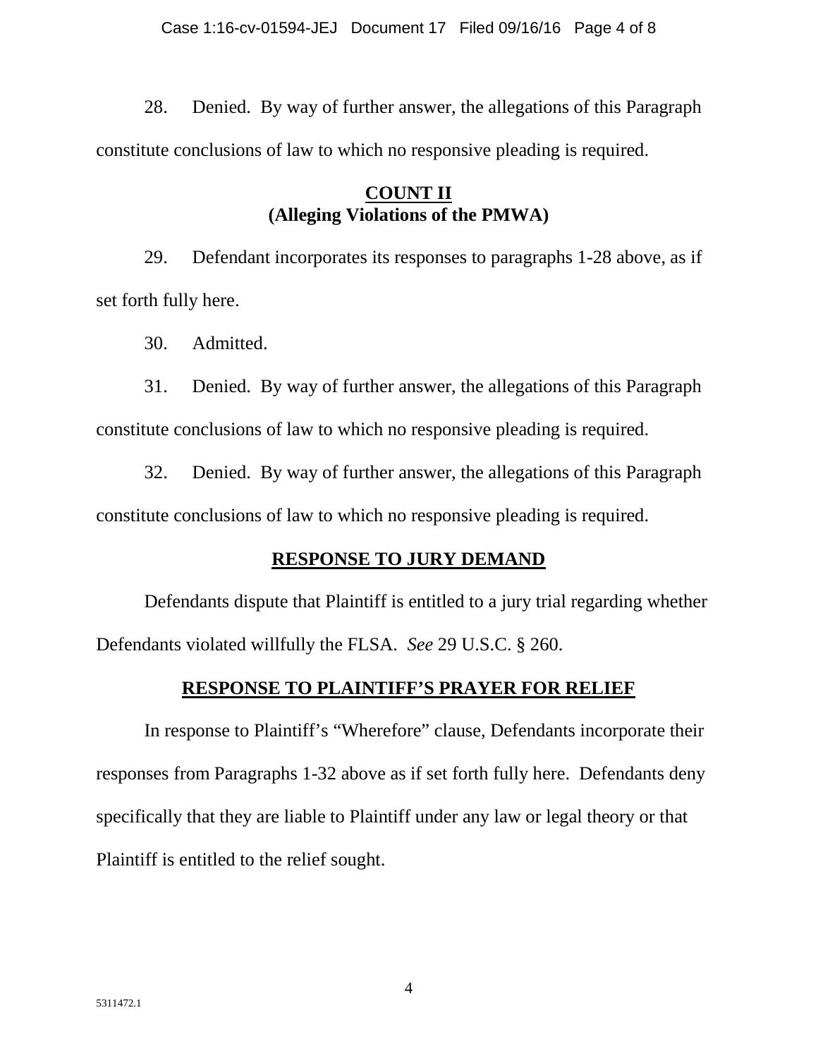28. Denied. By way of further answer, the allegations of this Paragraph constitute conclusions of law to which no responsive pleading is required.

## COUNT II
**(Alleging Violations of the PMWA)**

29. Defendant incorporates its responses to paragraphs 1-28 above, as if set forth fully here.

30. Admitted.

31. Denied. By way of further answer, the allegations of this Paragraph constitute conclusions of law to which no responsive pleading is required.

32. Denied. By way of further answer, the allegations of this Paragraph constitute conclusions of law to which no responsive pleading is required.

## RESPONSE TO JURY DEMAND

Defendants dispute that Plaintiff is entitled to a jury trial regarding whether Defendants violated willfully the FLSA. *See* 29 U.S.C. § 260.

## RESPONSE TO PLAINTIFF'S PRAYER FOR RELIEF

In response to Plaintiff's "Wherefore" clause, Defendants incorporate their responses from Paragraphs 1-32 above as if set forth fully here. Defendants deny specifically that they are liable to Plaintiff under any law or legal theory or that Plaintiff is entitled to the relief sought.

5311472.1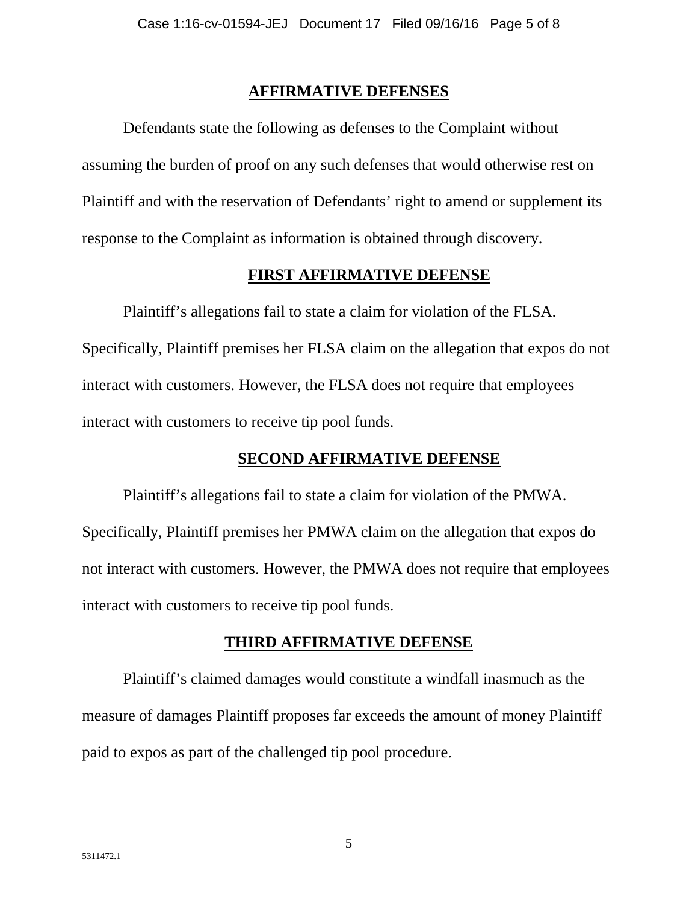## AFFIRMATIVE DEFENSES

Defendants state the following as defenses to the Complaint without assuming the burden of proof on any such defenses that would otherwise rest on Plaintiff and with the reservation of Defendants' right to amend or supplement its response to the Complaint as information is obtained through discovery.

### FIRST AFFIRMATIVE DEFENSE

Plaintiff's allegations fail to state a claim for violation of the FLSA. Specifically, Plaintiff premises her FLSA claim on the allegation that expos do not interact with customers. However, the FLSA does not require that employees interact with customers to receive tip pool funds.

### SECOND AFFIRMATIVE DEFENSE

Plaintiff's allegations fail to state a claim for violation of the PMWA. Specifically, Plaintiff premises her PMWA claim on the allegation that expos do not interact with customers. However, the PMWA does not require that employees interact with customers to receive tip pool funds.

### THIRD AFFIRMATIVE DEFENSE

Plaintiff's claimed damages would constitute a windfall inasmuch as the measure of damages Plaintiff proposes far exceeds the amount of money Plaintiff paid to expos as part of the challenged tip pool procedure.

5311472.1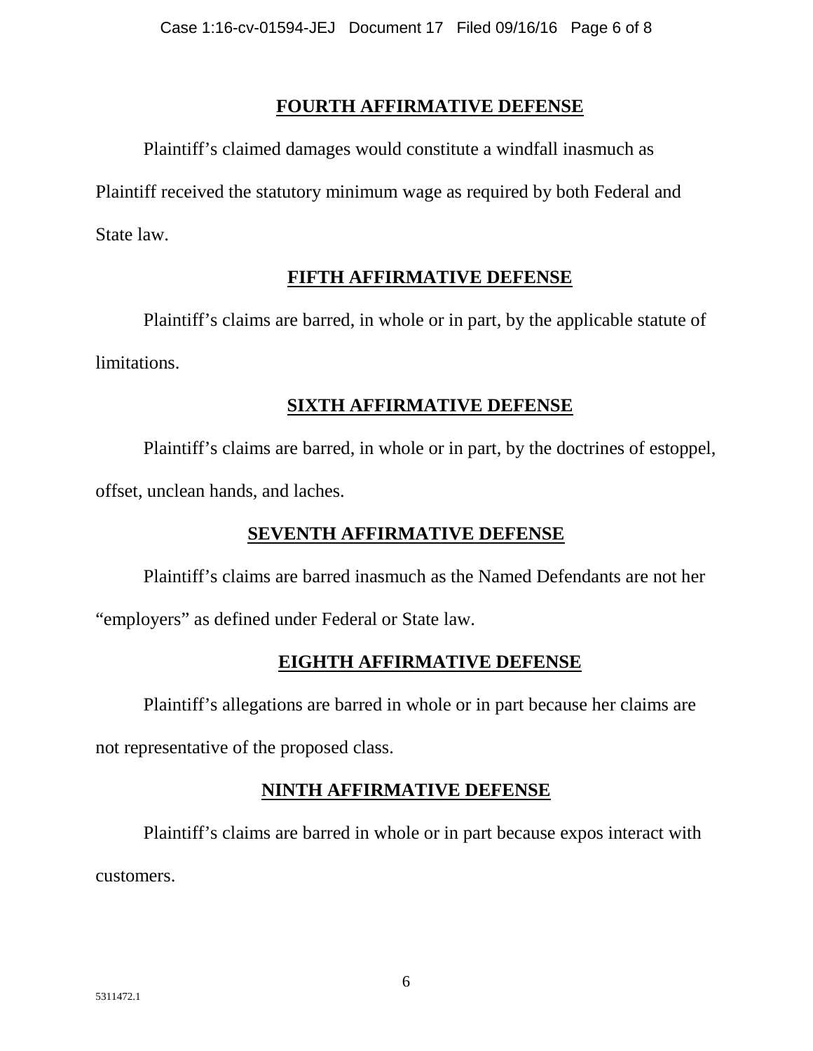## FOURTH AFFIRMATIVE DEFENSE

Plaintiff's claimed damages would constitute a windfall inasmuch as Plaintiff received the statutory minimum wage as required by both Federal and State law.

## FIFTH AFFIRMATIVE DEFENSE

Plaintiff's claims are barred, in whole or in part, by the applicable statute of limitations.

## SIXTH AFFIRMATIVE DEFENSE

Plaintiff's claims are barred, in whole or in part, by the doctrines of estoppel, offset, unclean hands, and laches.

## SEVENTH AFFIRMATIVE DEFENSE

Plaintiff's claims are barred inasmuch as the Named Defendants are not her "employers" as defined under Federal or State law.

## EIGHTH AFFIRMATIVE DEFENSE

Plaintiff's allegations are barred in whole or in part because her claims are not representative of the proposed class.

## NINTH AFFIRMATIVE DEFENSE

Plaintiff's claims are barred in whole or in part because expos interact with customers.

5311472.1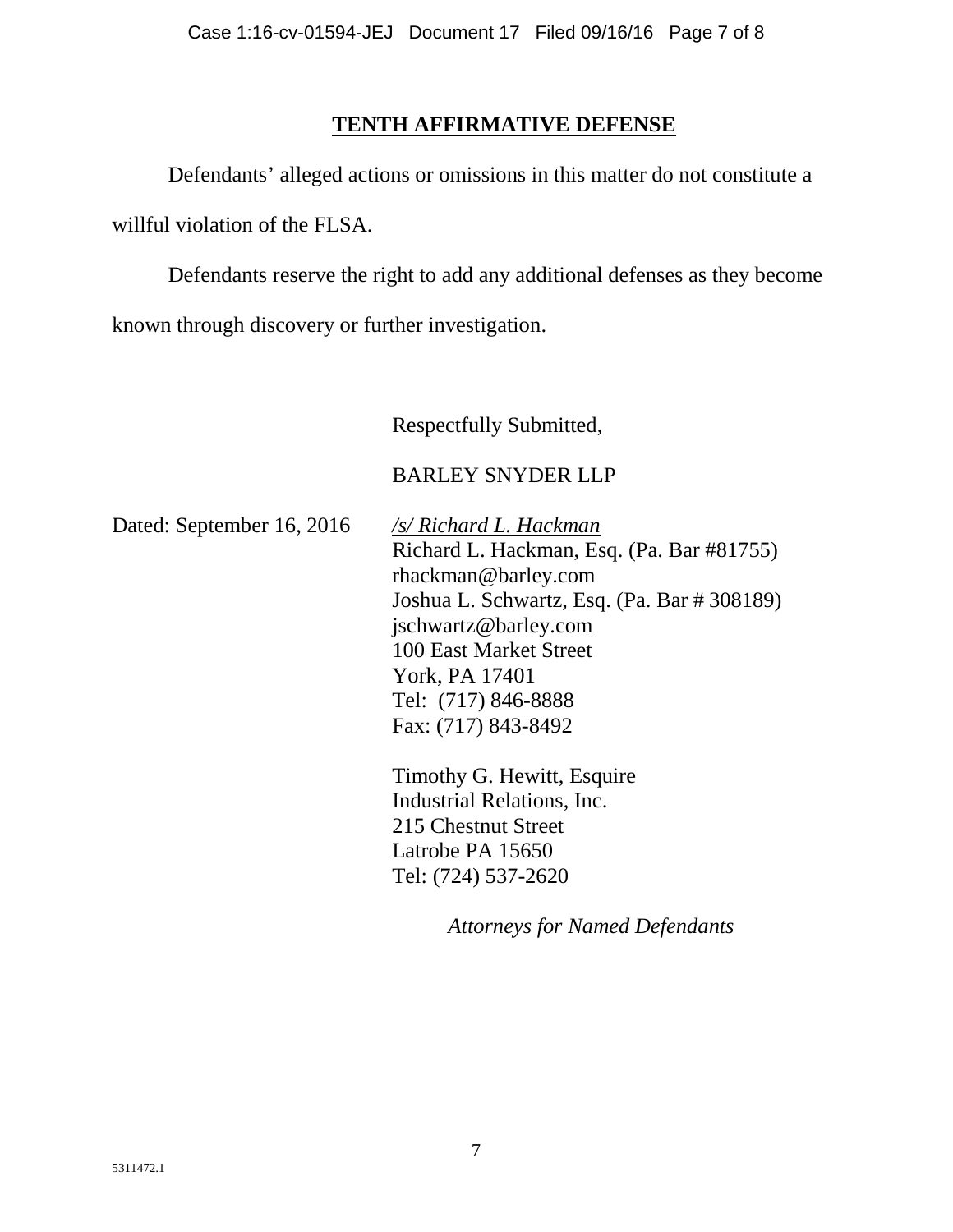## **TENTH AFFIRMATIVE DEFENSE**

Defendants' alleged actions or omissions in this matter do not constitute a willful violation of the FLSA.

Defendants reserve the right to add any additional defenses as they become known through discovery or further investigation.

Respectfully Submitted,

BARLEY SNYDER LLP

Dated: September 16, 2016

*/s/ Richard L. Hackman*
Richard L. Hackman, Esq. (Pa. Bar #81755)
rhackman@barley.com
Joshua L. Schwartz, Esq. (Pa. Bar # 308189)
jschwartz@barley.com
100 East Market Street
York, PA 17401
Tel: (717) 846-8888
Fax: (717) 843-8492

Timothy G. Hewitt, Esquire
Industrial Relations, Inc.
215 Chestnut Street
Latrobe PA 15650
Tel: (724) 537-2620

*Attorneys for Named Defendants*

5311472.1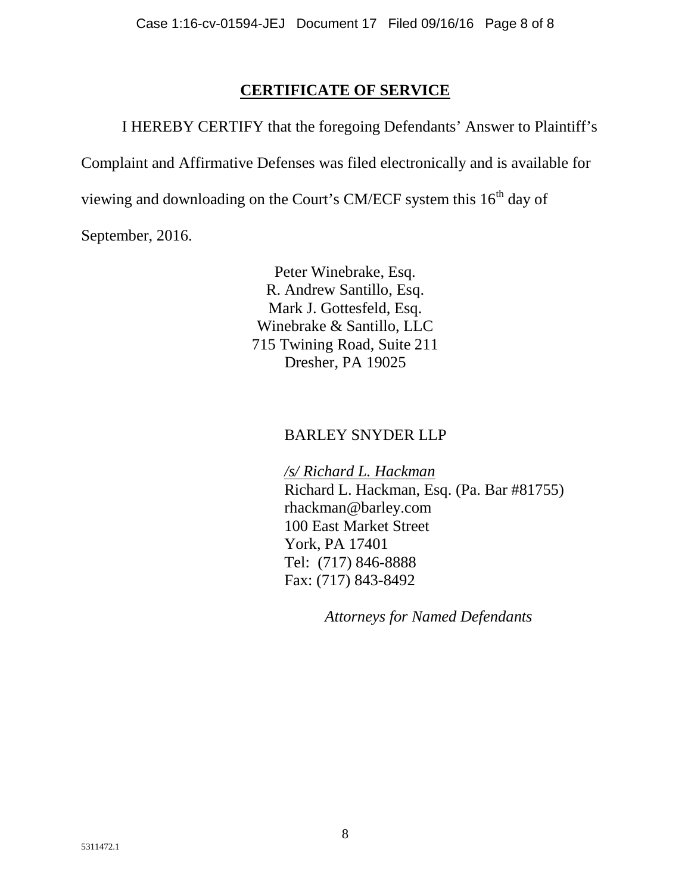## CERTIFICATE OF SERVICE

I HEREBY CERTIFY that the foregoing Defendants' Answer to Plaintiff's Complaint and Affirmative Defenses was filed electronically and is available for viewing and downloading on the Court's CM/ECF system this 16th day of September, 2016.

Peter Winebrake, Esq.
R. Andrew Santillo, Esq.
Mark J. Gottesfeld, Esq.
Winebrake & Santillo, LLC
715 Twining Road, Suite 211
Dresher, PA 19025

BARLEY SNYDER LLP

*/s/ Richard L. Hackman*
Richard L. Hackman, Esq. (Pa. Bar #81755)
rhackman@barley.com
100 East Market Street
York, PA 17401
Tel: (717) 846-8888
Fax: (717) 843-8492

*Attorneys for Named Defendants*

5311472.1